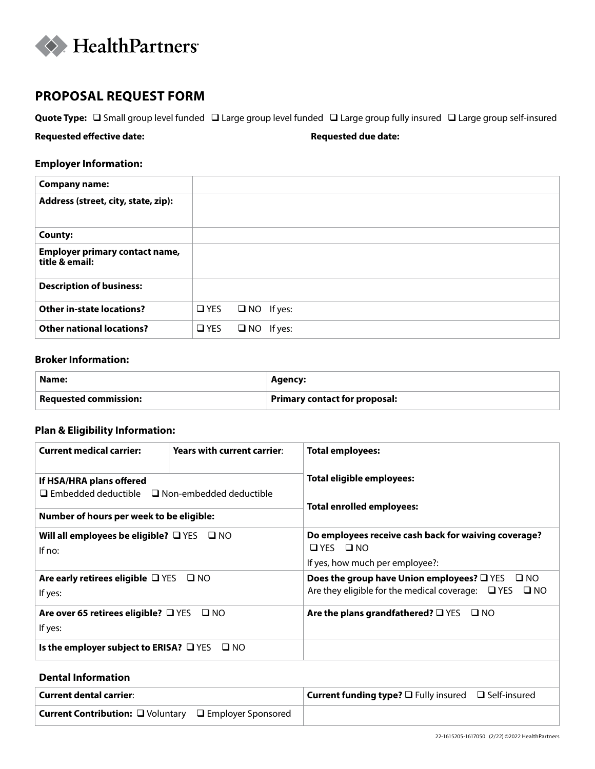HealthPartners

# PROPOSAL REQUEST FORM

**Quote Type:** ❑ Small group level funded ❑ Large group level funded ❑ Large group fully insured ❑ Large group self-insured

**Requested effective date:** **Requested due date:**

### Employer Information:

| | |
|---|---|
| **Company name:** | |
| **Address (street, city, state, zip):** | |
| **County:** | |
| **Employer primary contact name, title & email:** | |
| **Description of business:** | |
| **Other in-state locations?** | ❑ YES ❑ NO If yes: |
| **Other national locations?** | ❑ YES ❑ NO If yes: |

### Broker Information:

| | |
|---|---|
| **Name:** | **Agency:** |
| **Requested commission:** | **Primary contact for proposal:** |

### Plan & Eligibility Information:

| | | |
|---|---|---|
| **Current medical carrier:** | **Years with current carrier:** | **Total employees:** |
| **If HSA/HRA plans offered** ❑ Embedded deductible ❑ Non-embedded deductible | | **Total eligible employees:** |
| **Number of hours per week to be eligible:** | | **Total enrolled employees:** |
| **Will all employees be eligible?** ❑ YES ❑ NO If no: | | **Do employees receive cash back for waiving coverage?** ❑ YES ❑ NO If yes, how much per employee?: |
| **Are early retirees eligible** ❑ YES ❑ NO If yes: | | **Does the group have Union employees?** ❑ YES ❑ NO Are they eligible for the medical coverage: ❑ YES ❑ NO |
| **Are over 65 retirees eligible?** ❑ YES ❑ NO If yes: | | **Are the plans grandfathered?** ❑ YES ❑ NO |
| **Is the employer subject to ERISA?** ❑ YES ❑ NO | | |

### Dental Information

| | |
|---|---|
| **Current dental carrier:** | **Current funding type?** ❑ Fully insured ❑ Self-insured |
| **Current Contribution:** ❑ Voluntary ❑ Employer Sponsored | |

22-1615205-1617050 (2/22) ©2022 HealthPartners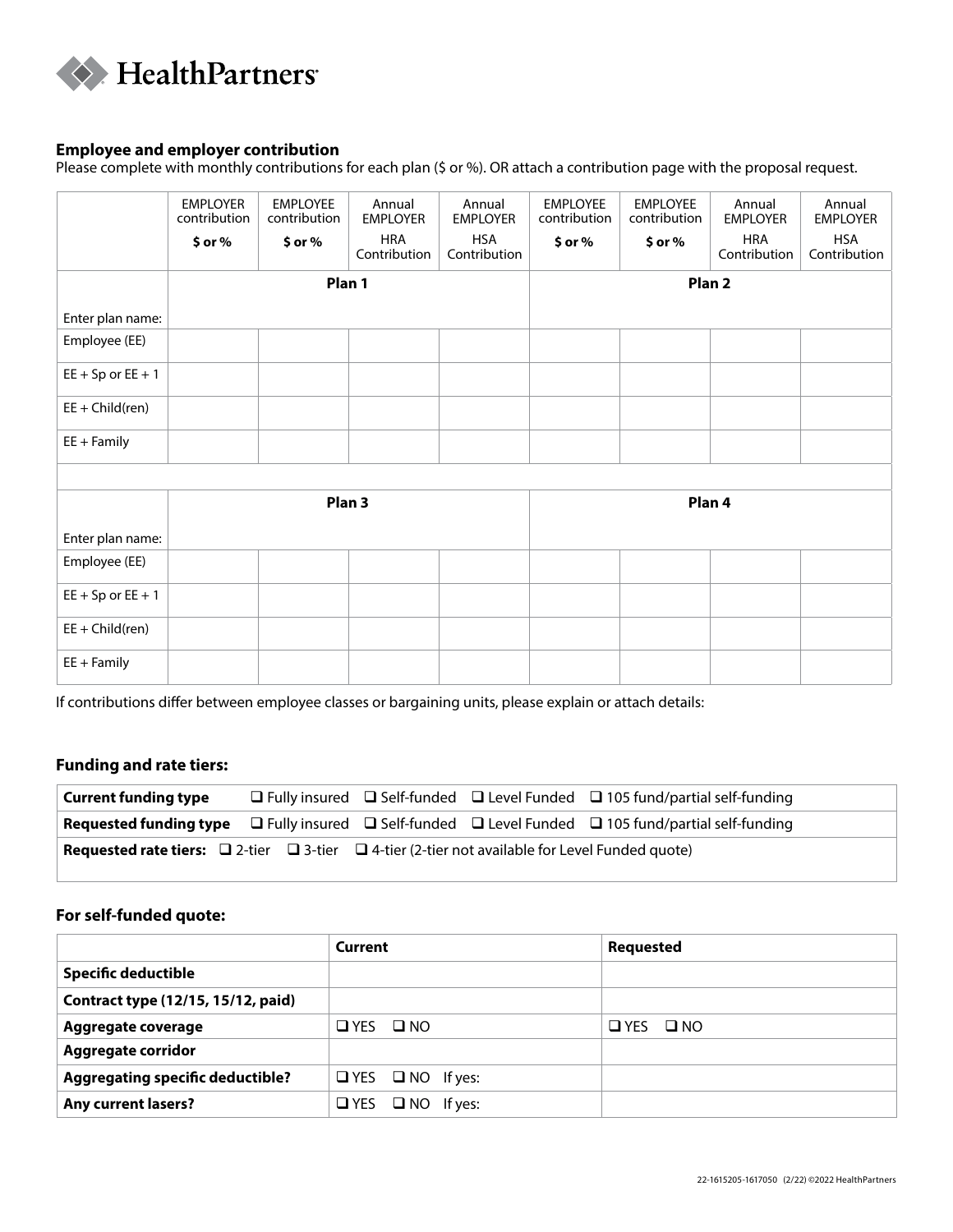HealthPartners

### Employee and employer contribution

Please complete with monthly contributions for each plan ($ or %). OR attach a contribution page with the proposal request.

| | EMPLOYER contribution $ or % | EMPLOYEE contribution $ or % | Annual EMPLOYER HRA Contribution | Annual EMPLOYER HSA Contribution | EMPLOYEE contribution $ or % | EMPLOYEE contribution $ or % | Annual EMPLOYER HRA Contribution | Annual EMPLOYER HSA Contribution |
|---|---|---|---|---|---|---|---|---|
| | **Plan 1** | | | | **Plan 2** | | | |
| Enter plan name: | | | | | | | | |
| Employee (EE) | | | | | | | | |
| EE + Sp or EE + 1 | | | | | | | | |
| EE + Child(ren) | | | | | | | | |
| EE + Family | | | | | | | | |
| | | | | | | | | |
| | **Plan 3** | | | | **Plan 4** | | | |
| Enter plan name: | | | | | | | | |
| Employee (EE) | | | | | | | | |
| EE + Sp or EE + 1 | | | | | | | | |
| EE + Child(ren) | | | | | | | | |
| EE + Family | | | | | | | | |

If contributions differ between employee classes or bargaining units, please explain or attach details:

### Funding and rate tiers:

| | |
|---|---|
| **Current funding type** | ❑ Fully insured ❑ Self-funded ❑ Level Funded ❑ 105 fund/partial self-funding |
| **Requested funding type** | ❑ Fully insured ❑ Self-funded ❑ Level Funded ❑ 105 fund/partial self-funding |
| **Requested rate tiers:** ❑ 2-tier ❑ 3-tier ❑ 4-tier (2-tier not available for Level Funded quote) | |

### For self-funded quote:

| | **Current** | **Requested** |
|---|---|---|
| **Specific deductible** | | |
| **Contract type (12/15, 15/12, paid)** | | |
| **Aggregate coverage** | ❑ YES ❑ NO | ❑ YES ❑ NO |
| **Aggregate corridor** | | |
| **Aggregating specific deductible?** | ❑ YES ❑ NO If yes: | |
| **Any current lasers?** | ❑ YES ❑ NO If yes: | |

22-1615205-1617050 (2/22) ©2022 HealthPartners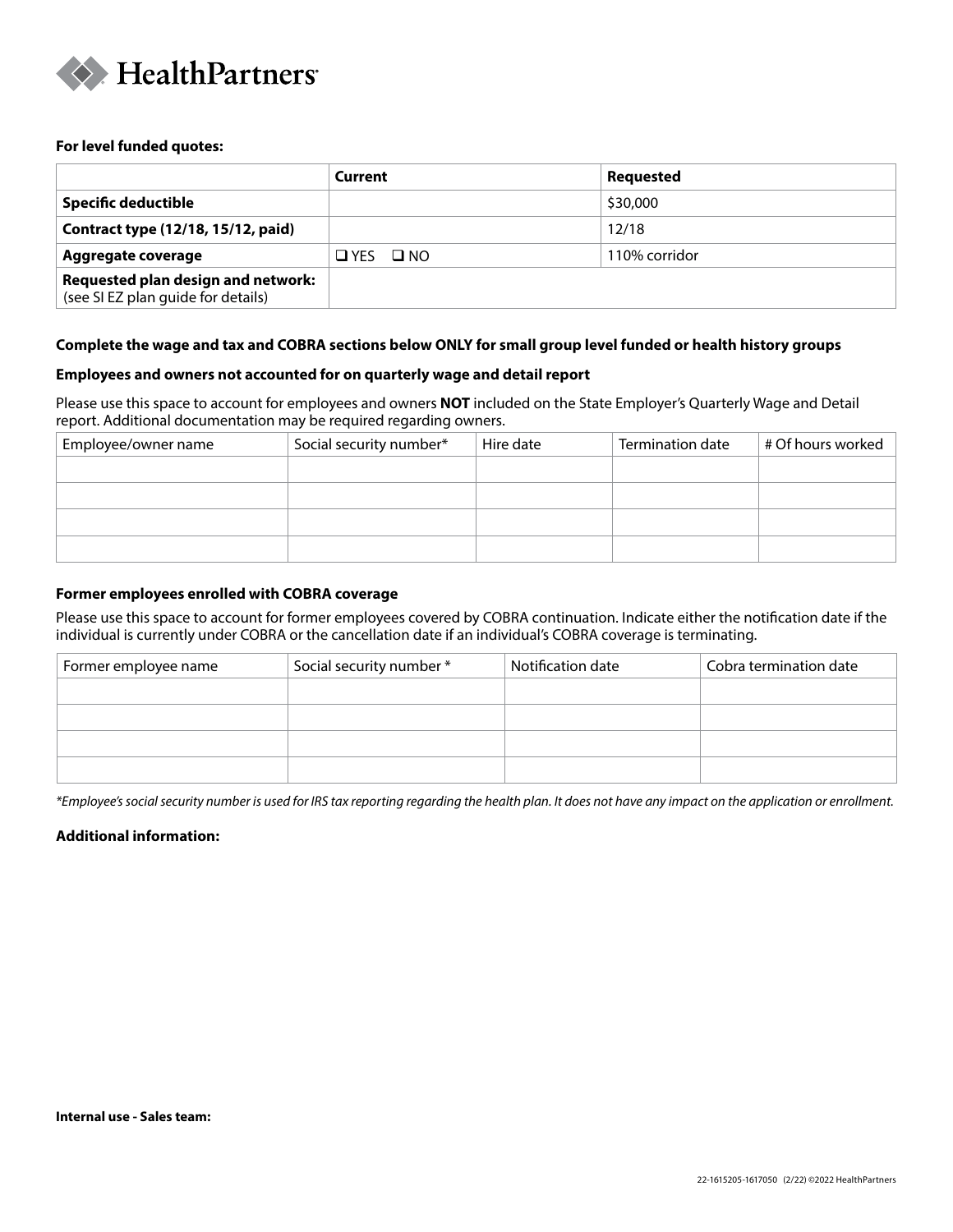**For level funded quotes:**

| | Current | Requested |
|---|---|---|
| **Specific deductible** | | $30,000 |
| **Contract type (12/18, 15/12, paid)** | | 12/18 |
| **Aggregate coverage** | ❑ YES ❑ NO | 110% corridor |
| **Requested plan design and network:** (see SI EZ plan guide for details) | | |

**Complete the wage and tax and COBRA sections below ONLY for small group level funded or health history groups**

**Employees and owners not accounted for on quarterly wage and detail report**

Please use this space to account for employees and owners **NOT** included on the State Employer's Quarterly Wage and Detail report. Additional documentation may be required regarding owners.

| Employee/owner name | Social security number* | Hire date | Termination date | # Of hours worked |
|---|---|---|---|---|
| | | | | |
| | | | | |
| | | | | |
| | | | | |

**Former employees enrolled with COBRA coverage**

Please use this space to account for former employees covered by COBRA continuation. Indicate either the notification date if the individual is currently under COBRA or the cancellation date if an individual's COBRA coverage is terminating.

| Former employee name | Social security number * | Notification date | Cobra termination date |
|---|---|---|---|
| | | | |
| | | | |
| | | | |
| | | | |

*\*Employee's social security number is used for IRS tax reporting regarding the health plan. It does not have any impact on the application or enrollment.*

**Additional information:**

**Internal use - Sales team:**

22-1615205-1617050 (2/22) ©2022 HealthPartners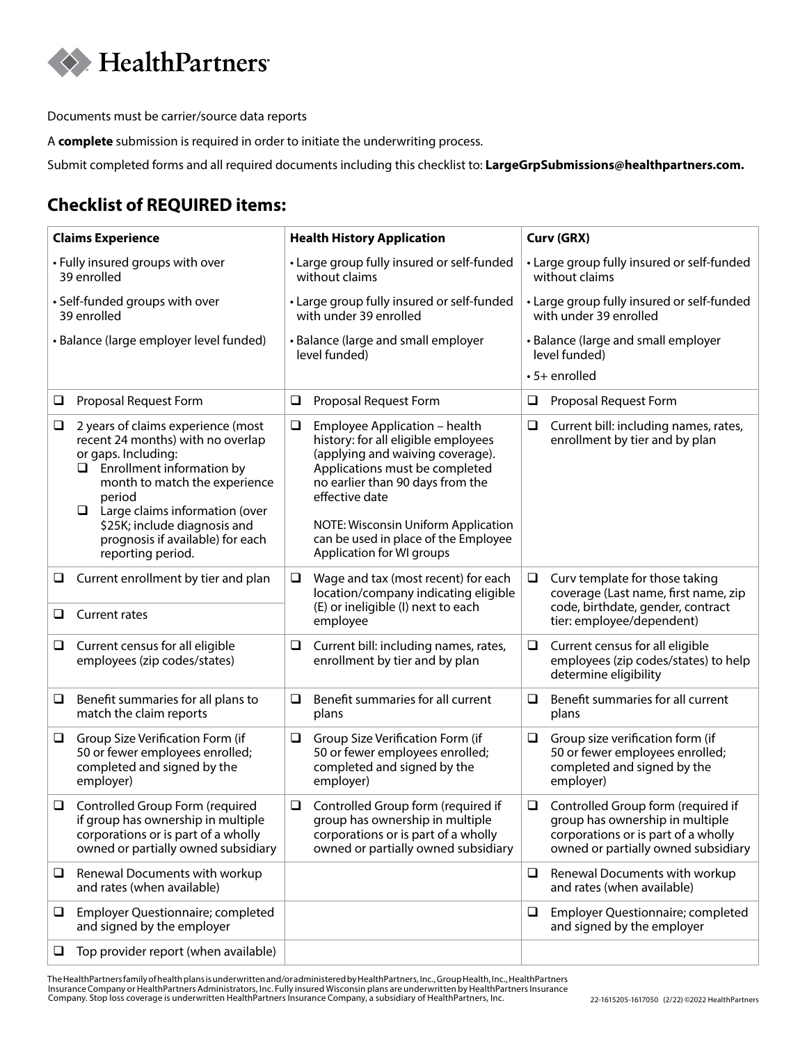HealthPartners

Documents must be carrier/source data reports

A **complete** submission is required in order to initiate the underwriting process.

Submit completed forms and all required documents including this checklist to: **LargeGrpSubmissions@healthpartners.com.**

## Checklist of REQUIRED items:

| **Claims Experience** | **Health History Application** | **Curv (GRX)** |
|---|---|---|
| • Fully insured groups with over 39 enrolled<br>• Self-funded groups with over 39 enrolled<br>• Balance (large employer level funded) | • Large group fully insured or self-funded without claims<br>• Large group fully insured or self-funded with under 39 enrolled<br>• Balance (large and small employer level funded) | • Large group fully insured or self-funded without claims<br>• Large group fully insured or self-funded with under 39 enrolled<br>• Balance (large and small employer level funded)<br>• 5+ enrolled |
| ❑ Proposal Request Form | ❑ Proposal Request Form | ❑ Proposal Request Form |
| ❑ 2 years of claims experience (most recent 24 months) with no overlap or gaps. Including:<br>❑ Enrollment information by month to match the experience period<br>❑ Large claims information (over $25K; include diagnosis and prognosis if available) for each reporting period. | ❑ Employee Application – health history: for all eligible employees (applying and waiving coverage). Applications must be completed no earlier than 90 days from the effective date<br><br>NOTE: Wisconsin Uniform Application can be used in place of the Employee Application for WI groups | ❑ Current bill: including names, rates, enrollment by tier and by plan |
| ❑ Current enrollment by tier and plan<br>❑ Current rates | ❑ Wage and tax (most recent) for each location/company indicating eligible (E) or ineligible (I) next to each employee | ❑ Curv template for those taking coverage (Last name, first name, zip code, birthdate, gender, contract tier: employee/dependent) |
| ❑ Current census for all eligible employees (zip codes/states) | ❑ Current bill: including names, rates, enrollment by tier and by plan | ❑ Current census for all eligible employees (zip codes/states) to help determine eligibility |
| ❑ Benefit summaries for all plans to match the claim reports | ❑ Benefit summaries for all current plans | ❑ Benefit summaries for all current plans |
| ❑ Group Size Verification Form (if 50 or fewer employees enrolled; completed and signed by the employer) | ❑ Group Size Verification Form (if 50 or fewer employees enrolled; completed and signed by the employer) | ❑ Group size verification form (if 50 or fewer employees enrolled; completed and signed by the employer) |
| ❑ Controlled Group Form (required if group has ownership in multiple corporations or is part of a wholly owned or partially owned subsidiary | ❑ Controlled Group form (required if group has ownership in multiple corporations or is part of a wholly owned or partially owned subsidiary | ❑ Controlled Group form (required if group has ownership in multiple corporations or is part of a wholly owned or partially owned subsidiary |
| ❑ Renewal Documents with workup and rates (when available) | | ❑ Renewal Documents with workup and rates (when available) |
| ❑ Employer Questionnaire; completed and signed by the employer | | ❑ Employer Questionnaire; completed and signed by the employer |
| ❑ Top provider report (when available) | | |

The HealthPartners family of health plans is underwritten and/or administered by HealthPartners, Inc., Group Health, Inc., HealthPartners Insurance Company or HealthPartners Administrators, Inc. Fully insured Wisconsin plans are underwritten by HealthPartners Insurance Company. Stop loss coverage is underwritten HealthPartners Insurance Company, a subsidiary of HealthPartners, Inc.

22-1615205-1617050 (2/22) ©2022 HealthPartners